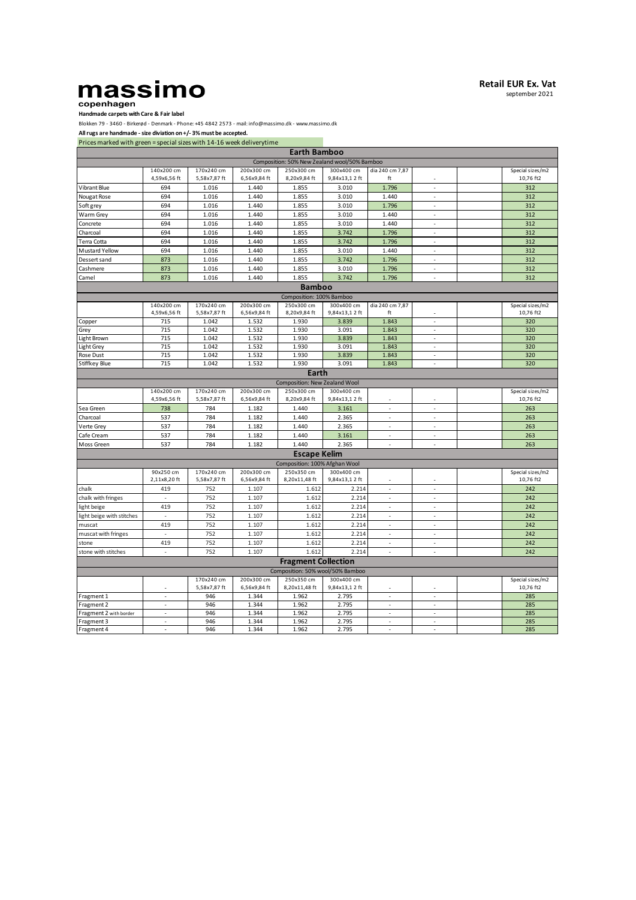# massimo
copenhagen

**Retail EUR Ex. Vat**
september 2021

**Handmade carpets with Care & Fair label**

Blokken 79 - 3460 - Birkerød - Denmark - Phone: +45 4842 2573 - mail: info@massimo.dk - www.massimo.dk

**All rugs are handmade - size diviation on +/- 3% must be accepted.**

Prices marked with green = special sizes with 14-16 week deliverytime

## Earth Bamboo

Composition: 50% New Zealand wool/50% Bamboo

| | 140x200 cm 4,59x6,56 ft | 170x240 cm 5,58x7,87 ft | 200x300 cm 6,56x9,84 ft | 250x300 cm 8,20x9,84 ft | 300x400 cm 9,84x13,1 2 ft | dia 240 cm 7,87 ft | - | | Special sizes/m2 10,76 ft2 |
|---|---|---|---|---|---|---|---|---|---|
| Vibrant Blue | 694 | 1.016 | 1.440 | 1.855 | 3.010 | 1.796 | - | | 312 |
| Nougat Rose | 694 | 1.016 | 1.440 | 1.855 | 3.010 | 1.440 | - | | 312 |
| Soft grey | 694 | 1.016 | 1.440 | 1.855 | 3.010 | 1.796 | - | | 312 |
| Warm Grey | 694 | 1.016 | 1.440 | 1.855 | 3.010 | 1.440 | - | | 312 |
| Concrete | 694 | 1.016 | 1.440 | 1.855 | 3.010 | 1.440 | - | | 312 |
| Charcoal | 694 | 1.016 | 1.440 | 1.855 | 3.742 | 1.796 | - | | 312 |
| Terra Cotta | 694 | 1.016 | 1.440 | 1.855 | 3.742 | 1.796 | - | | 312 |
| Mustard Yellow | 694 | 1.016 | 1.440 | 1.855 | 3.010 | 1.440 | - | | 312 |
| Dessert sand | 873 | 1.016 | 1.440 | 1.855 | 3.742 | 1.796 | - | | 312 |
| Cashmere | 873 | 1.016 | 1.440 | 1.855 | 3.010 | 1.796 | - | | 312 |
| Camel | 873 | 1.016 | 1.440 | 1.855 | 3.742 | 1.796 | - | | 312 |

## Bamboo

Composition: 100% Bamboo

| | 140x200 cm 4,59x6,56 ft | 170x240 cm 5,58x7,87 ft | 200x300 cm 6,56x9,84 ft | 250x300 cm 8,20x9,84 ft | 300x400 cm 9,84x13,1 2 ft | dia 240 cm 7,87 ft | - | | Special sizes/m2 10,76 ft2 |
|---|---|---|---|---|---|---|---|---|---|
| Copper | 715 | 1.042 | 1.532 | 1.930 | 3.839 | 1.843 | - | | 320 |
| Grey | 715 | 1.042 | 1.532 | 1.930 | 3.091 | 1.843 | - | | 320 |
| Light Brown | 715 | 1.042 | 1.532 | 1.930 | 3.839 | 1.843 | - | | 320 |
| Light Grey | 715 | 1.042 | 1.532 | 1.930 | 3.091 | 1.843 | - | | 320 |
| Rose Dust | 715 | 1.042 | 1.532 | 1.930 | 3.839 | 1.843 | - | | 320 |
| Stiffkey Blue | 715 | 1.042 | 1.532 | 1.930 | 3.091 | 1.843 | - | | 320 |

## Earth

Composition: New Zealand Wool

| | 140x200 cm 4,59x6,56 ft | 170x240 cm 5,58x7,87 ft | 200x300 cm 6,56x9,84 ft | 250x300 cm 8,20x9,84 ft | 300x400 cm 9,84x13,1 2 ft | - | - | | Special sizes/m2 10,76 ft2 |
|---|---|---|---|---|---|---|---|---|---|
| Sea Green | 738 | 784 | 1.182 | 1.440 | 3.161 | - | - | | 263 |
| Charcoal | 537 | 784 | 1.182 | 1.440 | 2.365 | - | - | | 263 |
| Verte Grey | 537 | 784 | 1.182 | 1.440 | 2.365 | - | - | | 263 |
| Cafe Cream | 537 | 784 | 1.182 | 1.440 | 3.161 | - | - | | 263 |
| Moss Green | 537 | 784 | 1.182 | 1.440 | 2.365 | - | - | | 263 |

## Escape Kelim

Composition: 100% Afghan Wool

| | 90x250 cm 2,11x8,20 ft | 170x240 cm 5,58x7,87 ft | 200x300 cm 6,56x9,84 ft | 250x350 cm 8,20x11,48 ft | 300x400 cm 9,84x13,1 2 ft | - | - | | Special sizes/m2 10,76 ft2 |
|---|---|---|---|---|---|---|---|---|---|
| chalk | 419 | 752 | 1.107 | 1.612 | 2.214 | - | - | | 242 |
| chalk with fringes | - | 752 | 1.107 | 1.612 | 2.214 | - | - | | 242 |
| light beige | 419 | 752 | 1.107 | 1.612 | 2.214 | - | - | | 242 |
| light beige with stitches | - | 752 | 1.107 | 1.612 | 2.214 | - | - | | 242 |
| muscat | 419 | 752 | 1.107 | 1.612 | 2.214 | - | - | | 242 |
| muscat with fringes | - | 752 | 1.107 | 1.612 | 2.214 | - | - | | 242 |
| stone | 419 | 752 | 1.107 | 1.612 | 2.214 | - | - | | 242 |
| stone with stitches | - | 752 | 1.107 | 1.612 | 2.214 | - | - | | 242 |

## Fragment Collection

Composition: 50% wool/50% Bamboo

| | - | 170x240 cm 5,58x7,87 ft | 200x300 cm 6,56x9,84 ft | 250x350 cm 8,20x11,48 ft | 300x400 cm 9,84x13,1 2 ft | - | - | | Special sizes/m2 10,76 ft2 |
|---|---|---|---|---|---|---|---|---|---|
| Fragment 1 | - | 946 | 1.344 | 1.962 | 2.795 | - | - | | 285 |
| Fragment 2 | - | 946 | 1.344 | 1.962 | 2.795 | - | - | | 285 |
| Fragment 2 with border | - | 946 | 1.344 | 1.962 | 2.795 | - | - | | 285 |
| Fragment 3 | - | 946 | 1.344 | 1.962 | 2.795 | - | - | | 285 |
| Fragment 4 | - | 946 | 1.344 | 1.962 | 2.795 | - | - | | 285 |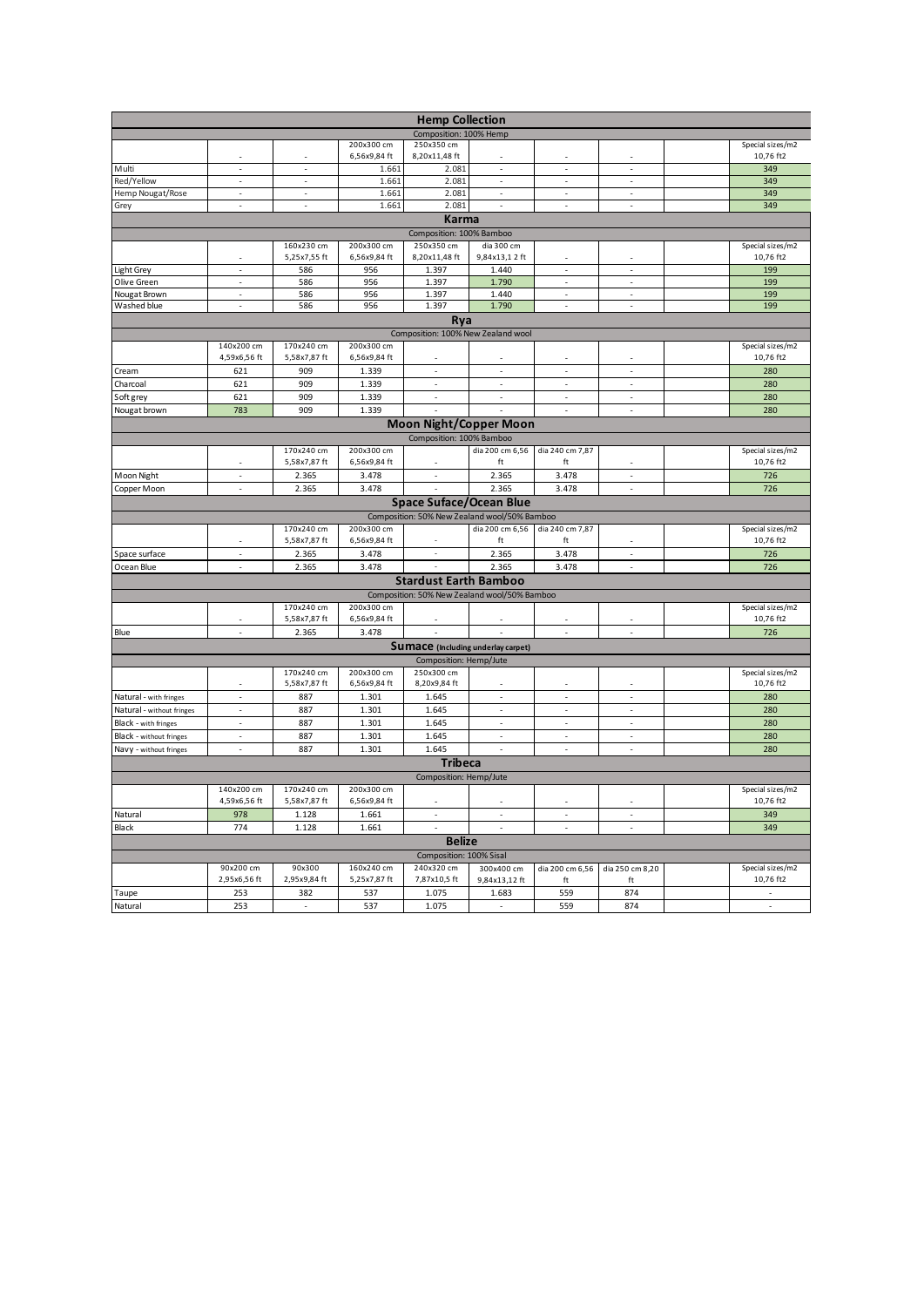## Hemp Collection

Composition: 100% Hemp

| | | | | | | | | | |
|---|---|---|---|---|---|---|---|---|---|
| | - | - | 200x300 cm 6,56x9,84 ft | 250x350 cm 8,20x11,48 ft | - | - | - | | Special sizes/m2 10,76 ft2 |
| Multi | - | - | 1.661 | 2.081 | - | - | - | | 349 |
| Red/Yellow | - | - | 1.661 | 2.081 | - | - | - | | 349 |
| Hemp Nougat/Rose | - | - | 1.661 | 2.081 | - | - | - | | 349 |
| Grey | - | - | 1.661 | 2.081 | - | - | - | | 349 |

## Karma

Composition: 100% Bamboo

| | | | | | | | | | |
|---|---|---|---|---|---|---|---|---|---|
| | - | 160x230 cm 5,25x7,55 ft | 200x300 cm 6,56x9,84 ft | 250x350 cm 8,20x11,48 ft | dia 300 cm 9,84x13,1 2 ft | - | - | | Special sizes/m2 10,76 ft2 |
| Light Grey | - | 586 | 956 | 1.397 | 1.440 | - | - | | 199 |
| Olive Green | - | 586 | 956 | 1.397 | 1.790 | - | - | | 199 |
| Nougat Brown | - | 586 | 956 | 1.397 | 1.440 | - | - | | 199 |
| Washed blue | - | 586 | 956 | 1.397 | 1.790 | - | - | | 199 |

## Rya

Composition: 100% New Zealand wool

| | | | | | | | | | |
|---|---|---|---|---|---|---|---|---|---|
| | 140x200 cm 4,59x6,56 ft | 170x240 cm 5,58x7,87 ft | 200x300 cm 6,56x9,84 ft | - | - | - | - | | Special sizes/m2 10,76 ft2 |
| Cream | 621 | 909 | 1.339 | - | - | - | - | | 280 |
| Charcoal | 621 | 909 | 1.339 | - | - | - | - | | 280 |
| Soft grey | 621 | 909 | 1.339 | - | - | - | - | | 280 |
| Nougat brown | 783 | 909 | 1.339 | - | - | - | - | | 280 |

## Moon Night/Copper Moon

Composition: 100% Bamboo

| | | | | | | | | | |
|---|---|---|---|---|---|---|---|---|---|
| | - | 170x240 cm 5,58x7,87 ft | 200x300 cm 6,56x9,84 ft | - | dia 200 cm 6,56 ft | dia 240 cm 7,87 ft | - | | Special sizes/m2 10,76 ft2 |
| Moon Night | - | 2.365 | 3.478 | - | 2.365 | 3.478 | - | | 726 |
| Copper Moon | - | 2.365 | 3.478 | - | 2.365 | 3.478 | - | | 726 |

## Space Suface/Ocean Blue

Composition: 50% New Zealand wool/50% Bamboo

| | | | | | | | | | |
|---|---|---|---|---|---|---|---|---|---|
| | - | 170x240 cm 5,58x7,87 ft | 200x300 cm 6,56x9,84 ft | - | dia 200 cm 6,56 ft | dia 240 cm 7,87 ft | - | | Special sizes/m2 10,76 ft2 |
| Space surface | - | 2.365 | 3.478 | - | 2.365 | 3.478 | - | | 726 |
| Ocean Blue | - | 2.365 | 3.478 | - | 2.365 | 3.478 | - | | 726 |

## Stardust Earth Bamboo

Composition: 50% New Zealand wool/50% Bamboo

| | | | | | | | | | |
|---|---|---|---|---|---|---|---|---|---|
| | - | 170x240 cm 5,58x7,87 ft | 200x300 cm 6,56x9,84 ft | - | - | - | - | | Special sizes/m2 10,76 ft2 |
| Blue | - | 2.365 | 3.478 | - | - | - | - | | 726 |

## Sumace (Including underlay carpet)

Composition: Hemp/Jute

| | | | | | | | | | |
|---|---|---|---|---|---|---|---|---|---|
| | - | 170x240 cm 5,58x7,87 ft | 200x300 cm 6,56x9,84 ft | 250x300 cm 8,20x9,84 ft | - | - | - | | Special sizes/m2 10,76 ft2 |
| Natural - with fringes | - | 887 | 1.301 | 1.645 | - | - | - | | 280 |
| Natural - without fringes | - | 887 | 1.301 | 1.645 | - | - | - | | 280 |
| Black - with fringes | - | 887 | 1.301 | 1.645 | - | - | - | | 280 |
| Black - without fringes | - | 887 | 1.301 | 1.645 | - | - | - | | 280 |
| Navy - without fringes | - | 887 | 1.301 | 1.645 | - | - | - | | 280 |

## Tribeca

Composition: Hemp/Jute

| | | | | | | | | | |
|---|---|---|---|---|---|---|---|---|---|
| | 140x200 cm 4,59x6,56 ft | 170x240 cm 5,58x7,87 ft | 200x300 cm 6,56x9,84 ft | - | - | - | - | | Special sizes/m2 10,76 ft2 |
| Natural | 978 | 1.128 | 1.661 | - | - | - | - | | 349 |
| Black | 774 | 1.128 | 1.661 | - | - | - | - | | 349 |

## Belize

Composition: 100% Sisal

| | | | | | | | | | |
|---|---|---|---|---|---|---|---|---|---|
| | 90x200 cm 2,95x6,56 ft | 90x300 2,95x9,84 ft | 160x240 cm 5,25x7,87 ft | 240x320 cm 7,87x10,5 ft | 300x400 cm 9,84x13,12 ft | dia 200 cm 6,56 ft | dia 250 cm 8,20 ft | | Special sizes/m2 10,76 ft2 |
| Taupe | 253 | 382 | 537 | 1.075 | 1.683 | 559 | 874 | | - |
| Natural | 253 | - | 537 | 1.075 | - | 559 | 874 | | - |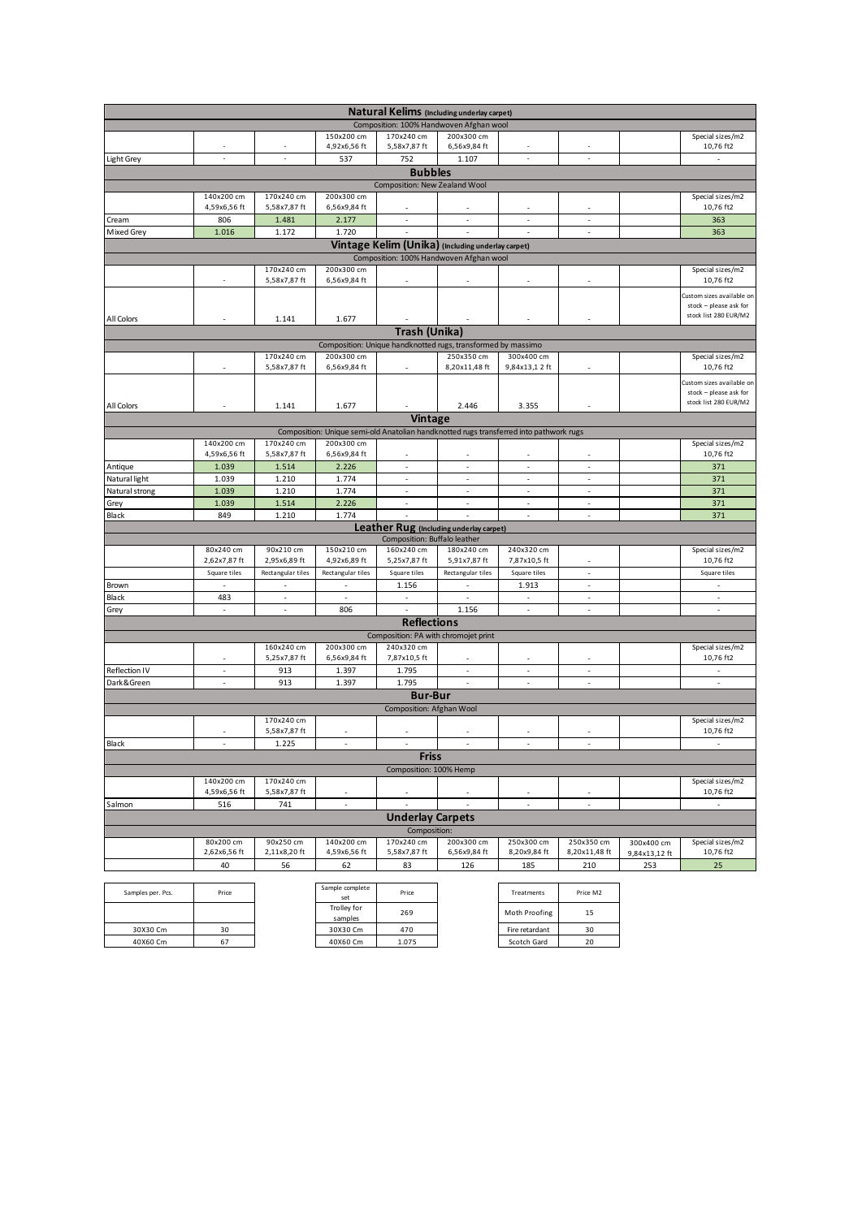## Natural Kelims (Including underlay carpet)

Composition: 100% Handwoven Afghan wool

| | | | | | | | | | |
|---|---|---|---|---|---|---|---|---|---|
| | - | - | 150x200 cm 4,92x6,56 ft | 170x240 cm 5,58x7,87 ft | 200x300 cm 6,56x9,84 ft | - | - | | Special sizes/m2 10,76 ft2 |
| Light Grey | - | - | 537 | 752 | 1.107 | - | - | | - |

## Bubbles

Composition: New Zealand Wool

| | | | | | | | | | |
|---|---|---|---|---|---|---|---|---|---|
| | 140x200 cm 4,59x6,56 ft | 170x240 cm 5,58x7,87 ft | 200x300 cm 6,56x9,84 ft | - | - | - | - | | Special sizes/m2 10,76 ft2 |
| Cream | 806 | 1.481 | 2.177 | - | - | - | - | | 363 |
| Mixed Grey | 1.016 | 1.172 | 1.720 | - | - | - | - | | 363 |

## Vintage Kelim (Unika) (Including underlay carpet)

Composition: 100% Handwoven Afghan wool

| | | | | | | | | | |
|---|---|---|---|---|---|---|---|---|---|
| | - | 170x240 cm 5,58x7,87 ft | 200x300 cm 6,56x9,84 ft | - | - | - | - | | Special sizes/m2 10,76 ft2 |
| All Colors | - | 1.141 | 1.677 | - | - | - | - | | Custom sizes available on stock – please ask for stock list 280 EUR/M2 |

## Trash (Unika)

Composition: Unique handknotted rugs, transformed by massimo

| | | | | | | | | | |
|---|---|---|---|---|---|---|---|---|---|
| | - | 170x240 cm 5,58x7,87 ft | 200x300 cm 6,56x9,84 ft | - | 250x350 cm 8,20x11,48 ft | 300x400 cm 9,84x13,1 2 ft | - | | Special sizes/m2 10,76 ft2 |
| All Colors | - | 1.141 | 1.677 | - | 2.446 | 3.355 | - | | Custom sizes available on stock – please ask for stock list 280 EUR/M2 |

## Vintage

Composition: Unique semi-old Anatolian handknotted rugs transferred into pathwork rugs

| | | | | | | | | | |
|---|---|---|---|---|---|---|---|---|---|
| | 140x200 cm 4,59x6,56 ft | 170x240 cm 5,58x7,87 ft | 200x300 cm 6,56x9,84 ft | - | - | - | - | | Special sizes/m2 10,76 ft2 |
| Antique | 1.039 | 1.514 | 2.226 | - | - | - | - | | 371 |
| Natural light | 1.039 | 1.210 | 1.774 | - | - | - | - | | 371 |
| Natural strong | 1.039 | 1.210 | 1.774 | - | - | - | - | | 371 |
| Grey | 1.039 | 1.514 | 2.226 | - | - | - | - | | 371 |
| Black | 849 | 1.210 | 1.774 | - | - | - | - | | 371 |

## Leather Rug (Including underlay carpet)

Composition: Buffalo leather

| | | | | | | | | | |
|---|---|---|---|---|---|---|---|---|---|
| | 80x240 cm 2,62x7,87 ft | 90x210 cm 2,95x6,89 ft | 150x210 cm 4,92x6,89 ft | 160x240 cm 5,25x7,87 ft | 180x240 cm 5,91x7,87 ft | 240x320 cm 7,87x10,5 ft | - | | Special sizes/m2 10,76 ft2 |
| | Square tiles | Rectangular tiles | Rectangular tiles | Square tiles | Rectangular tiles | Square tiles | - | | Square tiles |
| Brown | - | - | - | 1.156 | - | 1.913 | - | | - |
| Black | 483 | - | - | - | - | - | - | | - |
| Grey | - | - | 806 | - | 1.156 | - | - | | - |

## Reflections

Composition: PA with chromojet print

| | | | | | | | | | |
|---|---|---|---|---|---|---|---|---|---|
| | - | 160x240 cm 5,25x7,87 ft | 200x300 cm 6,56x9,84 ft | 240x320 cm 7,87x10,5 ft | - | - | - | | Special sizes/m2 10,76 ft2 |
| Reflection IV | - | 913 | 1.397 | 1.795 | - | - | - | | - |
| Dark&Green | - | 913 | 1.397 | 1.795 | - | - | - | | - |

## Bur-Bur

Composition: Afghan Wool

| | | | | | | | | | |
|---|---|---|---|---|---|---|---|---|---|
| | - | 170x240 cm 5,58x7,87 ft | - | - | - | - | - | | Special sizes/m2 10,76 ft2 |
| Black | - | 1.225 | - | - | - | - | - | | - |

## Friss

Composition: 100% Hemp

| | | | | | | | | | |
|---|---|---|---|---|---|---|---|---|---|
| | 140x200 cm 4,59x6,56 ft | 170x240 cm 5,58x7,87 ft | - | - | - | - | - | | Special sizes/m2 10,76 ft2 |
| Salmon | 516 | 741 | - | - | - | - | - | | - |

## Underlay Carpets

Composition:

| | | | | | | | | | |
|---|---|---|---|---|---|---|---|---|---|
| | 80x200 cm 2,62x6,56 ft | 90x250 cm 2,11x8,20 ft | 140x200 cm 4,59x6,56 ft | 170x240 cm 5,58x7,87 ft | 200x300 cm 6,56x9,84 ft | 250x300 cm 8,20x9,84 ft | 250x350 cm 8,20x11,48 ft | 300x400 cm 9,84x13,12 ft | Special sizes/m2 10,76 ft2 |
| | 40 | 56 | 62 | 83 | 126 | 185 | 210 | 253 | 25 |

| Samples per. Pcs. | Price |
|---|---|
| | |
| 30X30 Cm | 30 |
| 40X60 Cm | 67 |

| Sample complete set | Price |
|---|---|
| Trolley for samples | 269 |
| 30X30 Cm | 470 |
| 40X60 Cm | 1.075 |

| Treatments | Price M2 |
|---|---|
| Moth Proofing | 15 |
| Fire retardant | 30 |
| Scotch Gard | 20 |